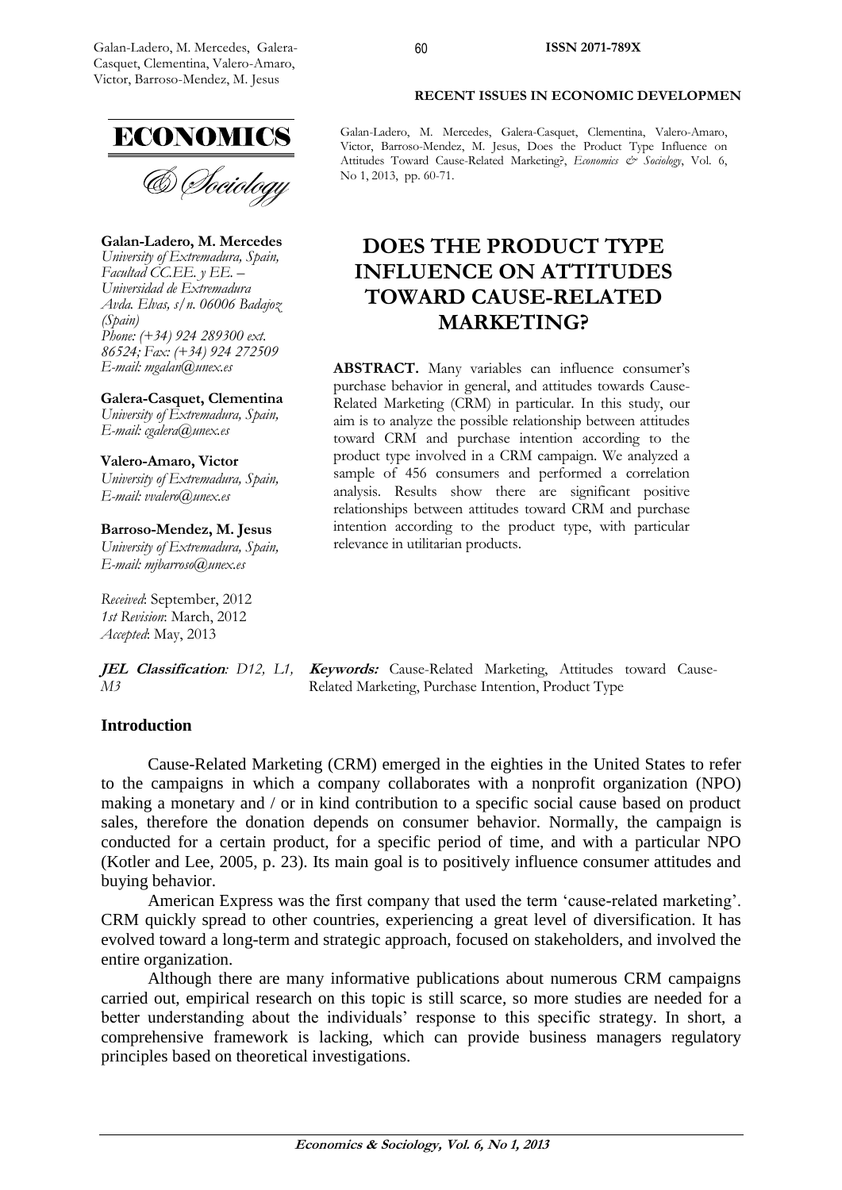Galan-Ladero, M. Mercedes, Galera-Casquet, Clementina, Valero-Amaro, Victor, Barroso-Mendez, M. Jesus, Does the Product Type Influence on Attitudes Toward Cause-Related Marketing?, *Economics & Sociology*, Vol. 6, No 1, 2013, pp. 60-71.

**Galan-Ladero, M. Mercedes**
*University of Extremadura, Spain, Facultad CC.EE. y EE. – Universidad de Extremadura Avda. Elvas, s/n. 06006 Badajoz (Spain)*
*Phone: (+34) 924 289300 ext. 86524; Fax: (+34) 924 272509*
*E-mail: mgalan@unex.es*

**Galera-Casquet, Clementina**
*University of Extremadura, Spain,*
*E-mail: cgalera@unex.es*

**Valero-Amaro, Victor**
*University of Extremadura, Spain,*
*E-mail: vvalero@unex.es*

**Barroso-Mendez, M. Jesus**
*University of Extremadura, Spain,*
*E-mail: mjbarroso@unex.es*

*Received*: September, 2012
*1st Revision*: March, 2012
*Accepted*: May, 2013

# DOES THE PRODUCT TYPE INFLUENCE ON ATTITUDES TOWARD CAUSE-RELATED MARKETING?

**ABSTRACT.** Many variables can influence consumer's purchase behavior in general, and attitudes towards Cause-Related Marketing (CRM) in particular. In this study, our aim is to analyze the possible relationship between attitudes toward CRM and purchase intention according to the product type involved in a CRM campaign. We analyzed a sample of 456 consumers and performed a correlation analysis. Results show there are significant positive relationships between attitudes toward CRM and purchase intention according to the product type, with particular relevance in utilitarian products.

***JEL Classification**: D12, L1, M3*

**Keywords:** Cause-Related Marketing, Attitudes toward Cause-Related Marketing, Purchase Intention, Product Type

## Introduction

Cause-Related Marketing (CRM) emerged in the eighties in the United States to refer to the campaigns in which a company collaborates with a nonprofit organization (NPO) making a monetary and / or in kind contribution to a specific social cause based on product sales, therefore the donation depends on consumer behavior. Normally, the campaign is conducted for a certain product, for a specific period of time, and with a particular NPO (Kotler and Lee, 2005, p. 23). Its main goal is to positively influence consumer attitudes and buying behavior.

American Express was the first company that used the term 'cause-related marketing'. CRM quickly spread to other countries, experiencing a great level of diversification. It has evolved toward a long-term and strategic approach, focused on stakeholders, and involved the entire organization.

Although there are many informative publications about numerous CRM campaigns carried out, empirical research on this topic is still scarce, so more studies are needed for a better understanding about the individuals' response to this specific strategy. In short, a comprehensive framework is lacking, which can provide business managers regulatory principles based on theoretical investigations.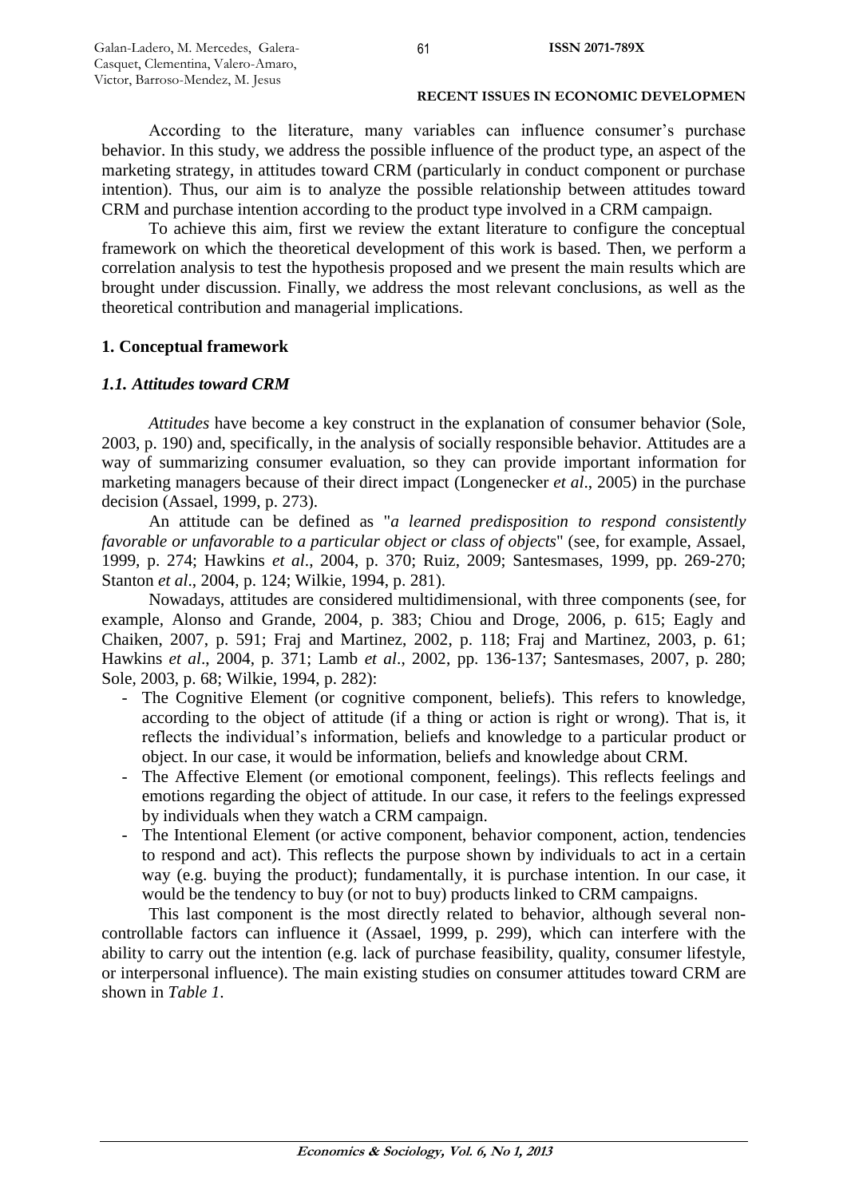According to the literature, many variables can influence consumer's purchase behavior. In this study, we address the possible influence of the product type, an aspect of the marketing strategy, in attitudes toward CRM (particularly in conduct component or purchase intention). Thus, our aim is to analyze the possible relationship between attitudes toward CRM and purchase intention according to the product type involved in a CRM campaign.

To achieve this aim, first we review the extant literature to configure the conceptual framework on which the theoretical development of this work is based. Then, we perform a correlation analysis to test the hypothesis proposed and we present the main results which are brought under discussion. Finally, we address the most relevant conclusions, as well as the theoretical contribution and managerial implications.

## 1. Conceptual framework

### *1.1. Attitudes toward CRM*

*Attitudes* have become a key construct in the explanation of consumer behavior (Sole, 2003, p. 190) and, specifically, in the analysis of socially responsible behavior. Attitudes are a way of summarizing consumer evaluation, so they can provide important information for marketing managers because of their direct impact (Longenecker *et al*., 2005) in the purchase decision (Assael, 1999, p. 273).

An attitude can be defined as "*a learned predisposition to respond consistently favorable or unfavorable to a particular object or class of objects*" (see, for example, Assael, 1999, p. 274; Hawkins *et al*., 2004, p. 370; Ruiz, 2009; Santesmases, 1999, pp. 269-270; Stanton *et al*., 2004, p. 124; Wilkie, 1994, p. 281).

Nowadays, attitudes are considered multidimensional, with three components (see, for example, Alonso and Grande, 2004, p. 383; Chiou and Droge, 2006, p. 615; Eagly and Chaiken, 2007, p. 591; Fraj and Martinez, 2002, p. 118; Fraj and Martinez, 2003, p. 61; Hawkins *et al*., 2004, p. 371; Lamb *et al*., 2002, pp. 136-137; Santesmases, 2007, p. 280; Sole, 2003, p. 68; Wilkie, 1994, p. 282):

- The Cognitive Element (or cognitive component, beliefs). This refers to knowledge, according to the object of attitude (if a thing or action is right or wrong). That is, it reflects the individual's information, beliefs and knowledge to a particular product or object. In our case, it would be information, beliefs and knowledge about CRM.
- The Affective Element (or emotional component, feelings). This reflects feelings and emotions regarding the object of attitude. In our case, it refers to the feelings expressed by individuals when they watch a CRM campaign.
- The Intentional Element (or active component, behavior component, action, tendencies to respond and act). This reflects the purpose shown by individuals to act in a certain way (e.g. buying the product); fundamentally, it is purchase intention. In our case, it would be the tendency to buy (or not to buy) products linked to CRM campaigns.

This last component is the most directly related to behavior, although several non-controllable factors can influence it (Assael, 1999, p. 299), which can interfere with the ability to carry out the intention (e.g. lack of purchase feasibility, quality, consumer lifestyle, or interpersonal influence). The main existing studies on consumer attitudes toward CRM are shown in *Table 1*.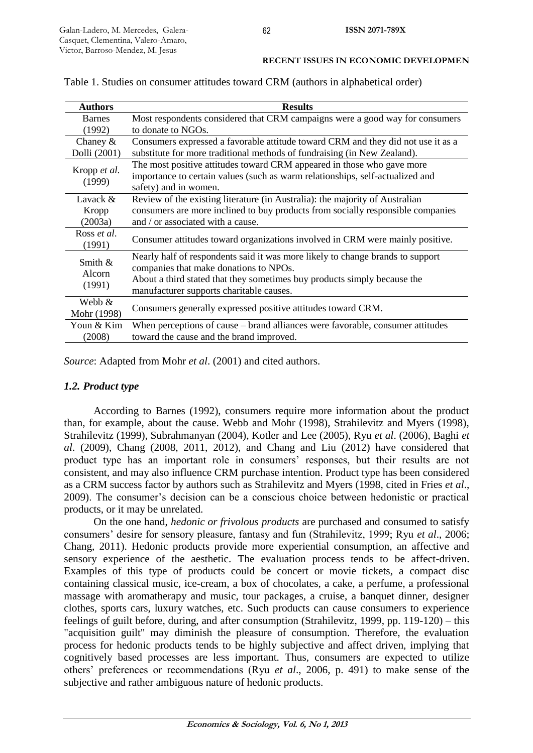Table 1. Studies on consumer attitudes toward CRM (authors in alphabetical order)

| Authors | Results |
|---|---|
| Barnes (1992) | Most respondents considered that CRM campaigns were a good way for consumers to donate to NGOs. |
| Chaney & Dolli (2001) | Consumers expressed a favorable attitude toward CRM and they did not use it as a substitute for more traditional methods of fundraising (in New Zealand). |
| Kropp *et al*. (1999) | The most positive attitudes toward CRM appeared in those who gave more importance to certain values (such as warm relationships, self-actualized and safety) and in women. |
| Lavack & Kropp (2003a) | Review of the existing literature (in Australia): the majority of Australian consumers are more inclined to buy products from socially responsible companies and / or associated with a cause. |
| Ross *et al*. (1991) | Consumer attitudes toward organizations involved in CRM were mainly positive. |
| Smith & Alcorn (1991) | Nearly half of respondents said it was more likely to change brands to support companies that make donations to NPOs. About a third stated that they sometimes buy products simply because the manufacturer supports charitable causes. |
| Webb & Mohr (1998) | Consumers generally expressed positive attitudes toward CRM. |
| Youn & Kim (2008) | When perceptions of cause – brand alliances were favorable, consumer attitudes toward the cause and the brand improved. |

*Source*: Adapted from Mohr *et al*. (2001) and cited authors.

### *1.2. Product type*

According to Barnes (1992), consumers require more information about the product than, for example, about the cause. Webb and Mohr (1998), Strahilevitz and Myers (1998), Strahilevitz (1999), Subrahmanyan (2004), Kotler and Lee (2005), Ryu *et al*. (2006), Baghi *et al*. (2009), Chang (2008, 2011, 2012), and Chang and Liu (2012) have considered that product type has an important role in consumers' responses, but their results are not consistent, and may also influence CRM purchase intention. Product type has been considered as a CRM success factor by authors such as Strahilevitz and Myers (1998, cited in Fries *et al*., 2009). The consumer's decision can be a conscious choice between hedonistic or practical products, or it may be unrelated.

On the one hand, *hedonic or frivolous products* are purchased and consumed to satisfy consumers' desire for sensory pleasure, fantasy and fun (Strahilevitz, 1999; Ryu *et al*., 2006; Chang, 2011). Hedonic products provide more experiential consumption, an affective and sensory experience of the aesthetic. The evaluation process tends to be affect-driven. Examples of this type of products could be concert or movie tickets, a compact disc containing classical music, ice-cream, a box of chocolates, a cake, a perfume, a professional massage with aromatherapy and music, tour packages, a cruise, a banquet dinner, designer clothes, sports cars, luxury watches, etc. Such products can cause consumers to experience feelings of guilt before, during, and after consumption (Strahilevitz, 1999, pp. 119-120) – this "acquisition guilt" may diminish the pleasure of consumption. Therefore, the evaluation process for hedonic products tends to be highly subjective and affect driven, implying that cognitively based processes are less important. Thus, consumers are expected to utilize others' preferences or recommendations (Ryu *et al*., 2006, p. 491) to make sense of the subjective and rather ambiguous nature of hedonic products.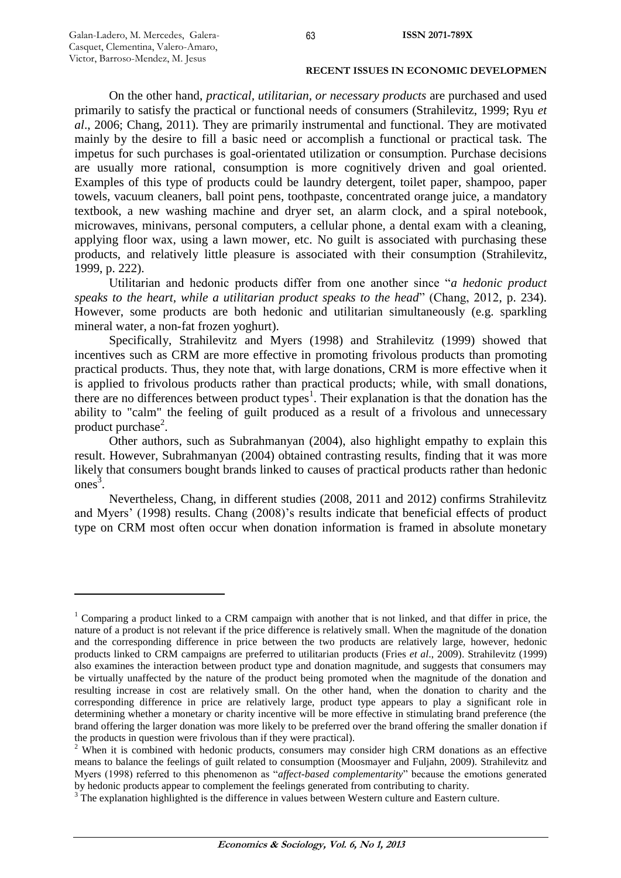On the other hand, *practical, utilitarian, or necessary products* are purchased and used primarily to satisfy the practical or functional needs of consumers (Strahilevitz, 1999; Ryu *et al*., 2006; Chang, 2011). They are primarily instrumental and functional. They are motivated mainly by the desire to fill a basic need or accomplish a functional or practical task. The impetus for such purchases is goal-orientated utilization or consumption. Purchase decisions are usually more rational, consumption is more cognitively driven and goal oriented. Examples of this type of products could be laundry detergent, toilet paper, shampoo, paper towels, vacuum cleaners, ball point pens, toothpaste, concentrated orange juice, a mandatory textbook, a new washing machine and dryer set, an alarm clock, and a spiral notebook, microwaves, minivans, personal computers, a cellular phone, a dental exam with a cleaning, applying floor wax, using a lawn mower, etc. No guilt is associated with purchasing these products, and relatively little pleasure is associated with their consumption (Strahilevitz, 1999, p. 222).

Utilitarian and hedonic products differ from one another since "*a hedonic product speaks to the heart, while a utilitarian product speaks to the head*" (Chang, 2012, p. 234). However, some products are both hedonic and utilitarian simultaneously (e.g. sparkling mineral water, a non-fat frozen yoghurt).

Specifically, Strahilevitz and Myers (1998) and Strahilevitz (1999) showed that incentives such as CRM are more effective in promoting frivolous products than promoting practical products. Thus, they note that, with large donations, CRM is more effective when it is applied to frivolous products rather than practical products; while, with small donations, there are no differences between product types[1]. Their explanation is that the donation has the ability to "calm" the feeling of guilt produced as a result of a frivolous and unnecessary product purchase[2].

Other authors, such as Subrahmanyan (2004), also highlight empathy to explain this result. However, Subrahmanyan (2004) obtained contrasting results, finding that it was more likely that consumers bought brands linked to causes of practical products rather than hedonic ones[3].

Nevertheless, Chang, in different studies (2008, 2011 and 2012) confirms Strahilevitz and Myers' (1998) results. Chang (2008)'s results indicate that beneficial effects of product type on CRM most often occur when donation information is framed in absolute monetary

---

[1] Comparing a product linked to a CRM campaign with another that is not linked, and that differ in price, the nature of a product is not relevant if the price difference is relatively small. When the magnitude of the donation and the corresponding difference in price between the two products are relatively large, however, hedonic products linked to CRM campaigns are preferred to utilitarian products (Fries *et al*., 2009). Strahilevitz (1999) also examines the interaction between product type and donation magnitude, and suggests that consumers may be virtually unaffected by the nature of the product being promoted when the magnitude of the donation and resulting increase in cost are relatively small. On the other hand, when the donation to charity and the corresponding difference in price are relatively large, product type appears to play a significant role in determining whether a monetary or charity incentive will be more effective in stimulating brand preference (the brand offering the larger donation was more likely to be preferred over the brand offering the smaller donation if the products in question were frivolous than if they were practical).

[2] When it is combined with hedonic products, consumers may consider high CRM donations as an effective means to balance the feelings of guilt related to consumption (Moosmayer and Fuljahn, 2009). Strahilevitz and Myers (1998) referred to this phenomenon as "*affect-based complementarity*" because the emotions generated by hedonic products appear to complement the feelings generated from contributing to charity.

[3] The explanation highlighted is the difference in values between Western culture and Eastern culture.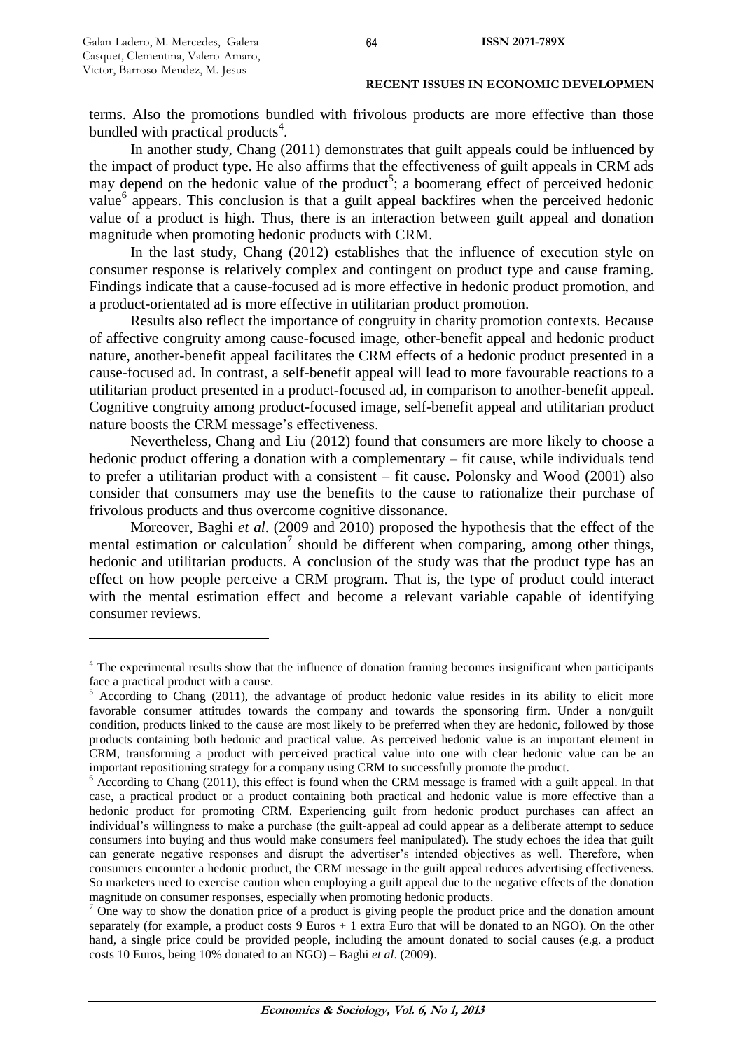terms. Also the promotions bundled with frivolous products are more effective than those bundled with practical products[4].

In another study, Chang (2011) demonstrates that guilt appeals could be influenced by the impact of product type. He also affirms that the effectiveness of guilt appeals in CRM ads may depend on the hedonic value of the product[5]; a boomerang effect of perceived hedonic value[6] appears. This conclusion is that a guilt appeal backfires when the perceived hedonic value of a product is high. Thus, there is an interaction between guilt appeal and donation magnitude when promoting hedonic products with CRM.

In the last study, Chang (2012) establishes that the influence of execution style on consumer response is relatively complex and contingent on product type and cause framing. Findings indicate that a cause-focused ad is more effective in hedonic product promotion, and a product-orientated ad is more effective in utilitarian product promotion.

Results also reflect the importance of congruity in charity promotion contexts. Because of affective congruity among cause-focused image, other-benefit appeal and hedonic product nature, another-benefit appeal facilitates the CRM effects of a hedonic product presented in a cause-focused ad. In contrast, a self-benefit appeal will lead to more favourable reactions to a utilitarian product presented in a product-focused ad, in comparison to another-benefit appeal. Cognitive congruity among product-focused image, self-benefit appeal and utilitarian product nature boosts the CRM message's effectiveness.

Nevertheless, Chang and Liu (2012) found that consumers are more likely to choose a hedonic product offering a donation with a complementary – fit cause, while individuals tend to prefer a utilitarian product with a consistent – fit cause. Polonsky and Wood (2001) also consider that consumers may use the benefits to the cause to rationalize their purchase of frivolous products and thus overcome cognitive dissonance.

Moreover, Baghi *et al*. (2009 and 2010) proposed the hypothesis that the effect of the mental estimation or calculation[7] should be different when comparing, among other things, hedonic and utilitarian products. A conclusion of the study was that the product type has an effect on how people perceive a CRM program. That is, the type of product could interact with the mental estimation effect and become a relevant variable capable of identifying consumer reviews.

---

[4] The experimental results show that the influence of donation framing becomes insignificant when participants face a practical product with a cause.

[5] According to Chang (2011), the advantage of product hedonic value resides in its ability to elicit more favorable consumer attitudes towards the company and towards the sponsoring firm. Under a non/guilt condition, products linked to the cause are most likely to be preferred when they are hedonic, followed by those products containing both hedonic and practical value. As perceived hedonic value is an important element in CRM, transforming a product with perceived practical value into one with clear hedonic value can be an important repositioning strategy for a company using CRM to successfully promote the product.

[6] According to Chang (2011), this effect is found when the CRM message is framed with a guilt appeal. In that case, a practical product or a product containing both practical and hedonic value is more effective than a hedonic product for promoting CRM. Experiencing guilt from hedonic product purchases can affect an individual's willingness to make a purchase (the guilt-appeal ad could appear as a deliberate attempt to seduce consumers into buying and thus would make consumers feel manipulated). The study echoes the idea that guilt can generate negative responses and disrupt the advertiser's intended objectives as well. Therefore, when consumers encounter a hedonic product, the CRM message in the guilt appeal reduces advertising effectiveness. So marketers need to exercise caution when employing a guilt appeal due to the negative effects of the donation magnitude on consumer responses, especially when promoting hedonic products.

[7] One way to show the donation price of a product is giving people the product price and the donation amount separately (for example, a product costs 9 Euros + 1 extra Euro that will be donated to an NGO). On the other hand, a single price could be provided people, including the amount donated to social causes (e.g. a product costs 10 Euros, being 10% donated to an NGO) – Baghi *et al*. (2009).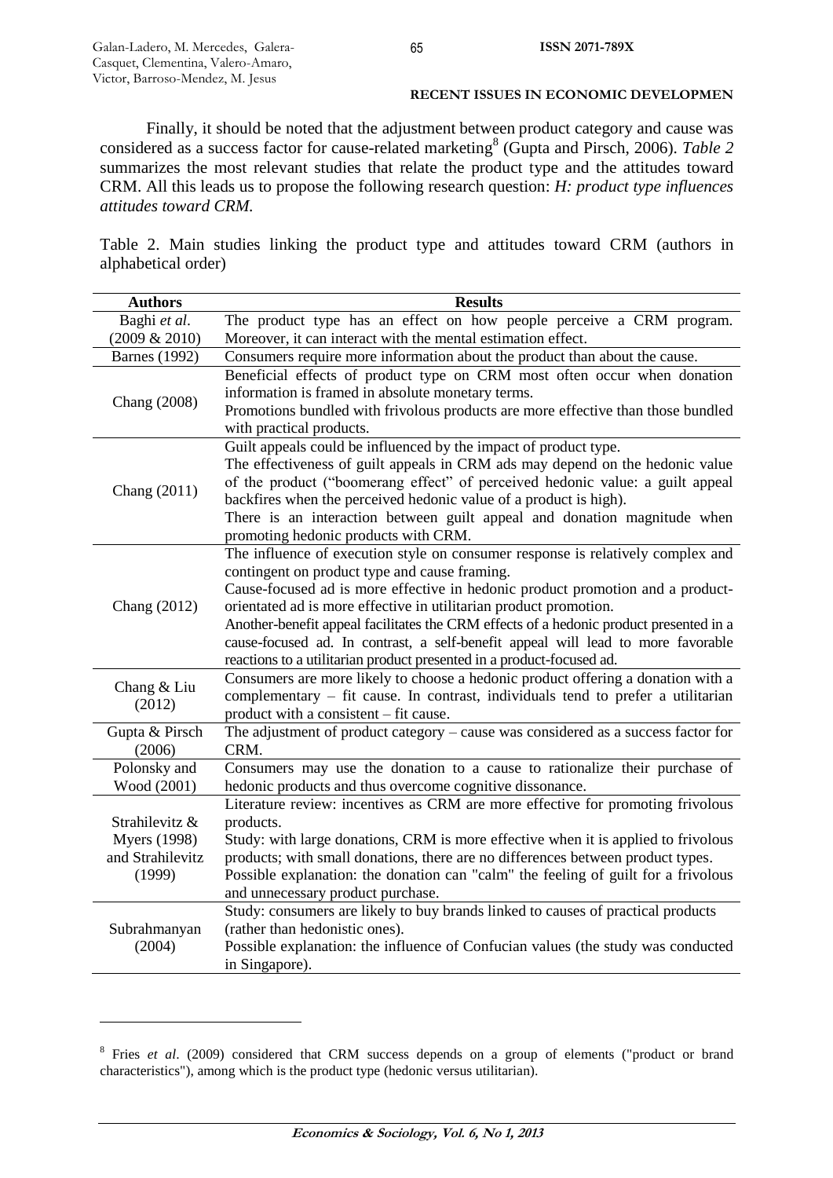Finally, it should be noted that the adjustment between product category and cause was considered as a success factor for cause-related marketing[8] (Gupta and Pirsch, 2006). *Table 2* summarizes the most relevant studies that relate the product type and the attitudes toward CRM. All this leads us to propose the following research question: *H: product type influences attitudes toward CRM.*

Table 2. Main studies linking the product type and attitudes toward CRM (authors in alphabetical order)

| Authors | Results |
|---|---|
| Baghi *et al*. (2009 & 2010) | The product type has an effect on how people perceive a CRM program. Moreover, it can interact with the mental estimation effect. |
| Barnes (1992) | Consumers require more information about the product than about the cause. |
| Chang (2008) | Beneficial effects of product type on CRM most often occur when donation information is framed in absolute monetary terms.<br>Promotions bundled with frivolous products are more effective than those bundled with practical products. |
| Chang (2011) | Guilt appeals could be influenced by the impact of product type.<br>The effectiveness of guilt appeals in CRM ads may depend on the hedonic value of the product ("boomerang effect" of perceived hedonic value: a guilt appeal backfires when the perceived hedonic value of a product is high).<br>There is an interaction between guilt appeal and donation magnitude when promoting hedonic products with CRM. |
| Chang (2012) | The influence of execution style on consumer response is relatively complex and contingent on product type and cause framing.<br>Cause-focused ad is more effective in hedonic product promotion and a product-orientated ad is more effective in utilitarian product promotion.<br>Another-benefit appeal facilitates the CRM effects of a hedonic product presented in a cause-focused ad. In contrast, a self-benefit appeal will lead to more favorable reactions to a utilitarian product presented in a product-focused ad. |
| Chang & Liu (2012) | Consumers are more likely to choose a hedonic product offering a donation with a complementary – fit cause. In contrast, individuals tend to prefer a utilitarian product with a consistent – fit cause. |
| Gupta & Pirsch (2006) | The adjustment of product category – cause was considered as a success factor for CRM. |
| Polonsky and Wood (2001) | Consumers may use the donation to a cause to rationalize their purchase of hedonic products and thus overcome cognitive dissonance. |
| Strahilevitz & Myers (1998) and Strahilevitz (1999) | Literature review: incentives as CRM are more effective for promoting frivolous products.<br>Study: with large donations, CRM is more effective when it is applied to frivolous products; with small donations, there are no differences between product types.<br>Possible explanation: the donation can "calm" the feeling of guilt for a frivolous and unnecessary product purchase. |
| Subrahmanyan (2004) | Study: consumers are likely to buy brands linked to causes of practical products (rather than hedonistic ones).<br>Possible explanation: the influence of Confucian values (the study was conducted in Singapore). |

[8] Fries *et al*. (2009) considered that CRM success depends on a group of elements ("product or brand characteristics"), among which is the product type (hedonic versus utilitarian).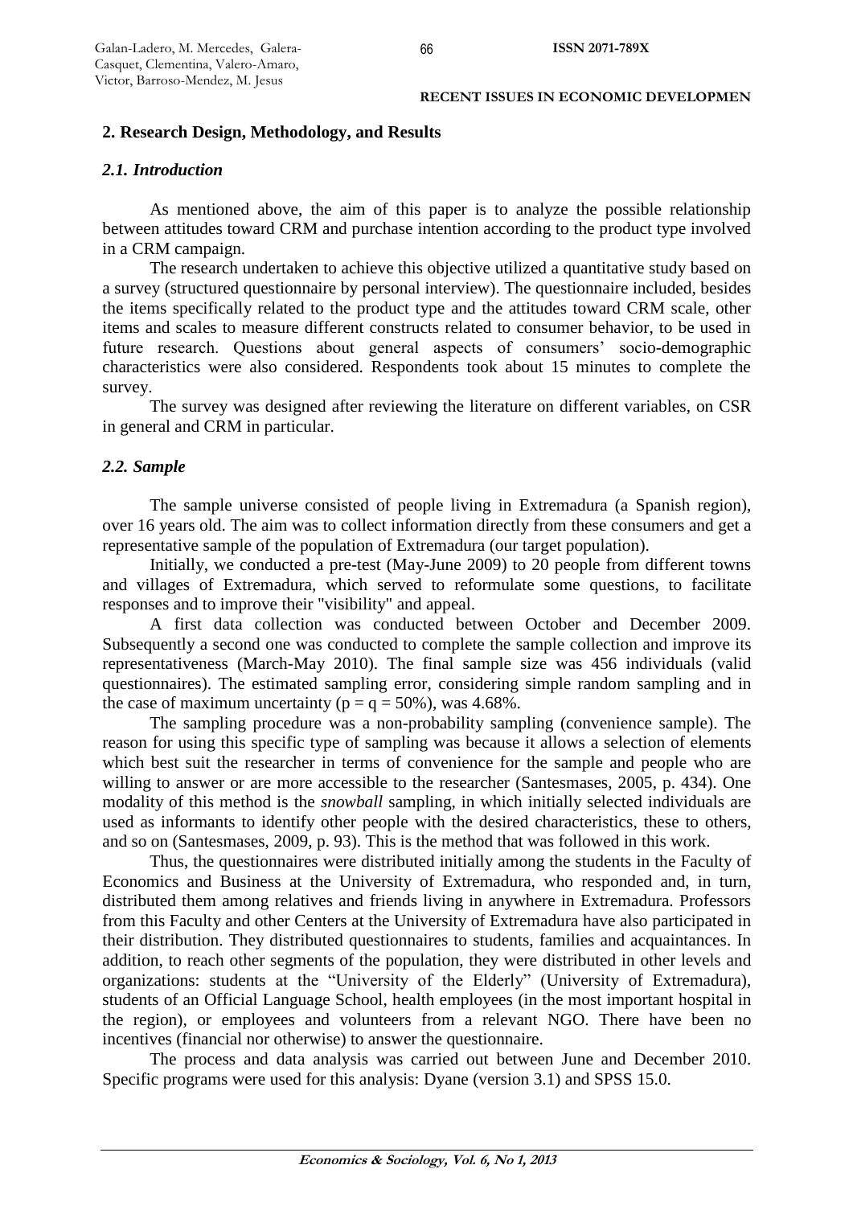## 2. Research Design, Methodology, and Results

### *2.1. Introduction*

As mentioned above, the aim of this paper is to analyze the possible relationship between attitudes toward CRM and purchase intention according to the product type involved in a CRM campaign.

The research undertaken to achieve this objective utilized a quantitative study based on a survey (structured questionnaire by personal interview). The questionnaire included, besides the items specifically related to the product type and the attitudes toward CRM scale, other items and scales to measure different constructs related to consumer behavior, to be used in future research. Questions about general aspects of consumers' socio-demographic characteristics were also considered. Respondents took about 15 minutes to complete the survey.

The survey was designed after reviewing the literature on different variables, on CSR in general and CRM in particular.

### *2.2. Sample*

The sample universe consisted of people living in Extremadura (a Spanish region), over 16 years old. The aim was to collect information directly from these consumers and get a representative sample of the population of Extremadura (our target population).

Initially, we conducted a pre-test (May-June 2009) to 20 people from different towns and villages of Extremadura, which served to reformulate some questions, to facilitate responses and to improve their "visibility" and appeal.

A first data collection was conducted between October and December 2009. Subsequently a second one was conducted to complete the sample collection and improve its representativeness (March-May 2010). The final sample size was 456 individuals (valid questionnaires). The estimated sampling error, considering simple random sampling and in the case of maximum uncertainty ($p = q = 50\%$), was 4.68%.

The sampling procedure was a non-probability sampling (convenience sample). The reason for using this specific type of sampling was because it allows a selection of elements which best suit the researcher in terms of convenience for the sample and people who are willing to answer or are more accessible to the researcher (Santesmases, 2005, p. 434). One modality of this method is the *snowball* sampling, in which initially selected individuals are used as informants to identify other people with the desired characteristics, these to others, and so on (Santesmases, 2009, p. 93). This is the method that was followed in this work.

Thus, the questionnaires were distributed initially among the students in the Faculty of Economics and Business at the University of Extremadura, who responded and, in turn, distributed them among relatives and friends living in anywhere in Extremadura. Professors from this Faculty and other Centers at the University of Extremadura have also participated in their distribution. They distributed questionnaires to students, families and acquaintances. In addition, to reach other segments of the population, they were distributed in other levels and organizations: students at the "University of the Elderly" (University of Extremadura), students of an Official Language School, health employees (in the most important hospital in the region), or employees and volunteers from a relevant NGO. There have been no incentives (financial nor otherwise) to answer the questionnaire.

The process and data analysis was carried out between June and December 2010. Specific programs were used for this analysis: Dyane (version 3.1) and SPSS 15.0.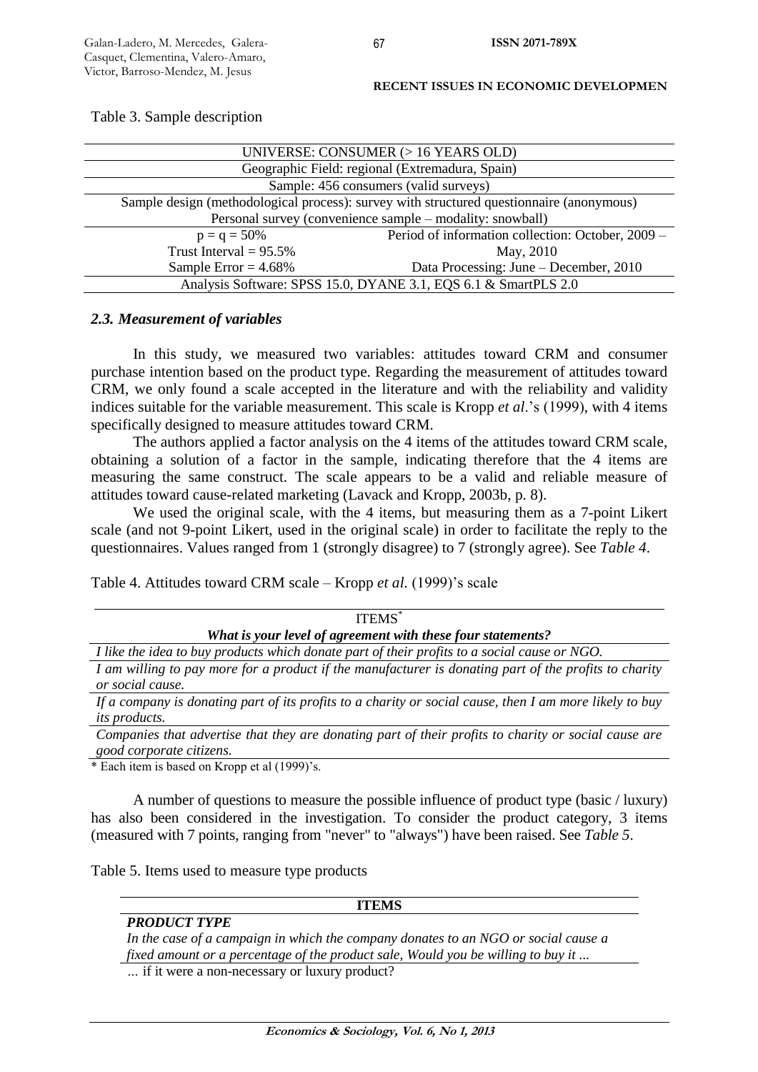Table 3. Sample description

| UNIVERSE: CONSUMER (> 16 YEARS OLD) | |
|---|---|
| Geographic Field: regional (Extremadura, Spain) | |
| Sample: 456 consumers (valid surveys) | |
| Sample design (methodological process): survey with structured questionnaire (anonymous) | |
| Personal survey (convenience sample – modality: snowball) | |
| p = q = 50% | Period of information collection: October, 2009 – |
| Trust Interval = 95.5% | May, 2010 |
| Sample Error = 4.68% | Data Processing: June – December, 2010 |
| Analysis Software: SPSS 15.0, DYANE 3.1, EQS 6.1 & SmartPLS 2.0 | |

### *2.3. Measurement of variables*

In this study, we measured two variables: attitudes toward CRM and consumer purchase intention based on the product type. Regarding the measurement of attitudes toward CRM, we only found a scale accepted in the literature and with the reliability and validity indices suitable for the variable measurement. This scale is Kropp *et al*.'s (1999), with 4 items specifically designed to measure attitudes toward CRM.

The authors applied a factor analysis on the 4 items of the attitudes toward CRM scale, obtaining a solution of a factor in the sample, indicating therefore that the 4 items are measuring the same construct. The scale appears to be a valid and reliable measure of attitudes toward cause-related marketing (Lavack and Kropp, 2003b, p. 8).

We used the original scale, with the 4 items, but measuring them as a 7-point Likert scale (and not 9-point Likert, used in the original scale) in order to facilitate the reply to the questionnaires. Values ranged from 1 (strongly disagree) to 7 (strongly agree). See *Table 4*.

Table 4. Attitudes toward CRM scale – Kropp *et al.* (1999)'s scale

| ITEMS* |
|---|
| ***What is your level of agreement with these four statements?*** |
| *I like the idea to buy products which donate part of their profits to a social cause or NGO.* |
| *I am willing to pay more for a product if the manufacturer is donating part of the profits to charity or social cause.* |
| *If a company is donating part of its profits to a charity or social cause, then I am more likely to buy its products.* |
| *Companies that advertise that they are donating part of their profits to charity or social cause are good corporate citizens.* |

\* Each item is based on Kropp et al (1999)'s.

A number of questions to measure the possible influence of product type (basic / luxury) has also been considered in the investigation. To consider the product category, 3 items (measured with 7 points, ranging from "never" to "always") have been raised. See *Table 5*.

Table 5. Items used to measure type products

| **ITEMS** |
|---|
| ***PRODUCT TYPE*** *In the case of a campaign in which the company donates to an NGO or social cause a fixed amount or a percentage of the product sale, Would you be willing to buy it ...* |
| ... if it were a non-necessary or luxury product? |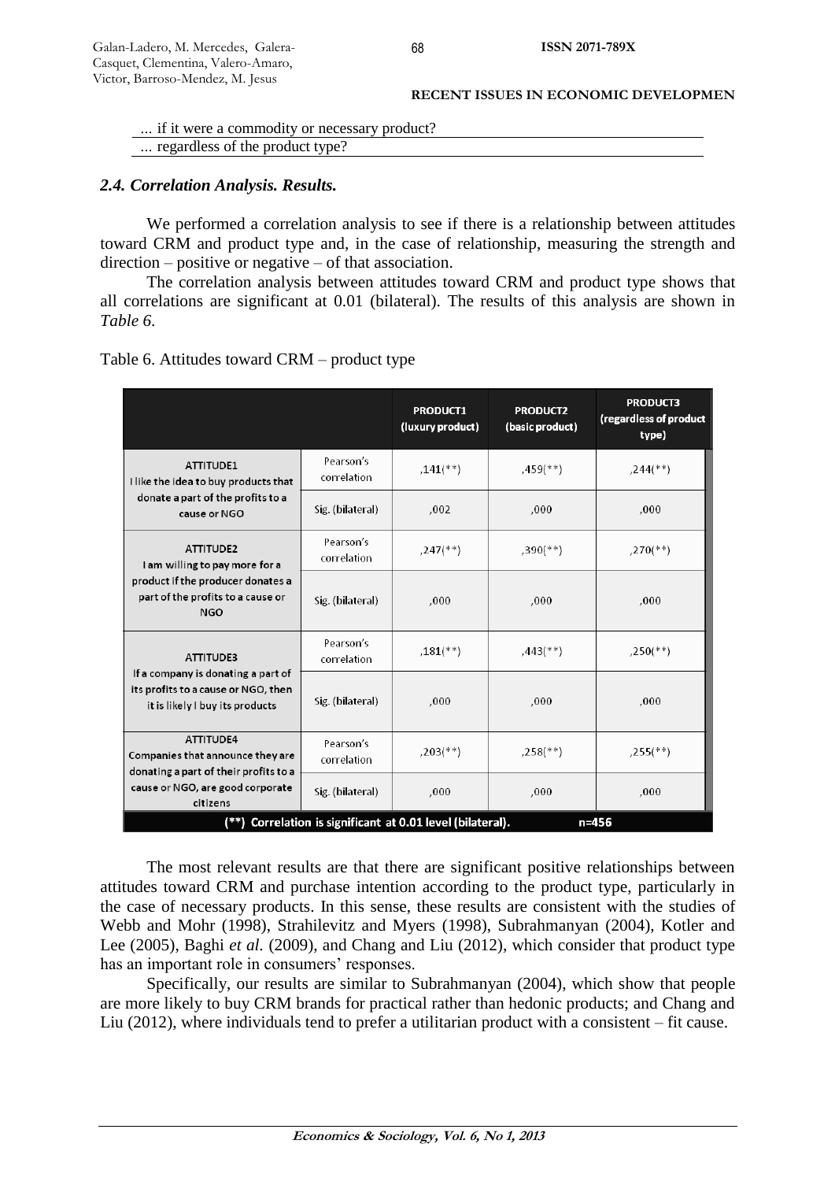... if it were a commodity or necessary product?

... regardless of the product type?

### *2.4. Correlation Analysis. Results.*

We performed a correlation analysis to see if there is a relationship between attitudes toward CRM and product type and, in the case of relationship, measuring the strength and direction – positive or negative – of that association.

The correlation analysis between attitudes toward CRM and product type shows that all correlations are significant at 0.01 (bilateral). The results of this analysis are shown in *Table 6*.

Table 6. Attitudes toward CRM – product type

| | | PRODUCT1 (luxury product) | PRODUCT2 (basic product) | PRODUCT3 (regardless of product type) |
|---|---|---|---|---|
| ATTITUDE1 I like the idea to buy products that donate a part of the profits to a cause or NGO | Pearson's correlation | ,141(**) | ,459(**) | ,244(**) |
| | Sig. (bilateral) | ,002 | ,000 | ,000 |
| ATTITUDE2 I am willing to pay more for a product if the producer donates a part of the profits to a cause or NGO | Pearson's correlation | ,247(**) | ,390(**) | ,270(**) |
| | Sig. (bilateral) | ,000 | ,000 | ,000 |
| ATTITUDE3 If a company is donating a part of its profits to a cause or NGO, then it is likely I buy its products | Pearson's correlation | ,181(**) | ,443(**) | ,250(**) |
| | Sig. (bilateral) | ,000 | ,000 | ,000 |
| ATTITUDE4 Companies that announce they are donating a part of their profits to a cause or NGO, are good corporate citizens | Pearson's correlation | ,203(**) | ,258(**) | ,255(**) |
| | Sig. (bilateral) | ,000 | ,000 | ,000 |
| (**) Correlation is significant at 0.01 level (bilateral). | | | | n=456 |

The most relevant results are that there are significant positive relationships between attitudes toward CRM and purchase intention according to the product type, particularly in the case of necessary products. In this sense, these results are consistent with the studies of Webb and Mohr (1998), Strahilevitz and Myers (1998), Subrahmanyan (2004), Kotler and Lee (2005), Baghi *et al*. (2009), and Chang and Liu (2012), which consider that product type has an important role in consumers' responses.

Specifically, our results are similar to Subrahmanyan (2004), which show that people are more likely to buy CRM brands for practical rather than hedonic products; and Chang and Liu (2012), where individuals tend to prefer a utilitarian product with a consistent – fit cause.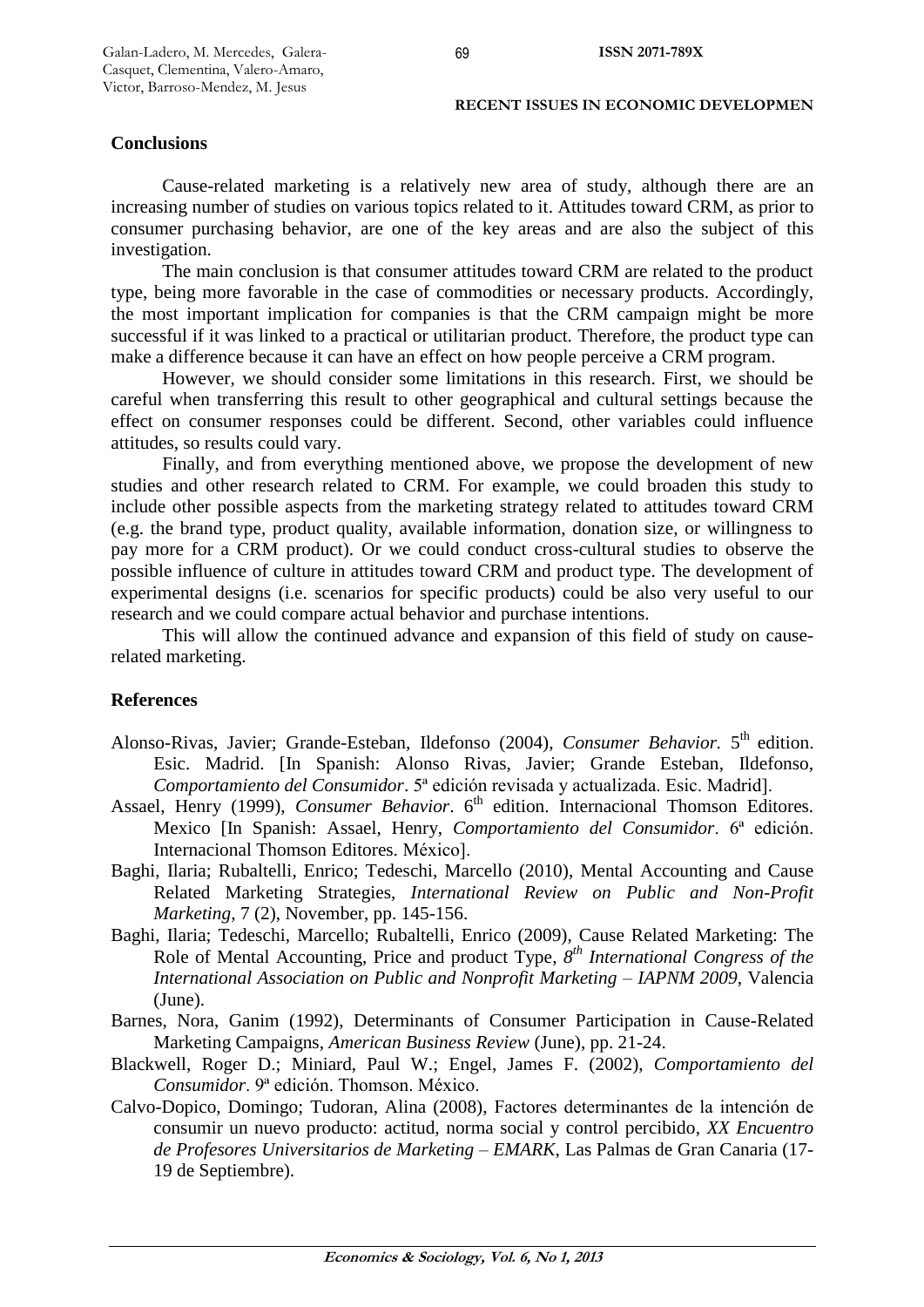## Conclusions

Cause-related marketing is a relatively new area of study, although there are an increasing number of studies on various topics related to it. Attitudes toward CRM, as prior to consumer purchasing behavior, are one of the key areas and are also the subject of this investigation.

The main conclusion is that consumer attitudes toward CRM are related to the product type, being more favorable in the case of commodities or necessary products. Accordingly, the most important implication for companies is that the CRM campaign might be more successful if it was linked to a practical or utilitarian product. Therefore, the product type can make a difference because it can have an effect on how people perceive a CRM program.

However, we should consider some limitations in this research. First, we should be careful when transferring this result to other geographical and cultural settings because the effect on consumer responses could be different. Second, other variables could influence attitudes, so results could vary.

Finally, and from everything mentioned above, we propose the development of new studies and other research related to CRM. For example, we could broaden this study to include other possible aspects from the marketing strategy related to attitudes toward CRM (e.g. the brand type, product quality, available information, donation size, or willingness to pay more for a CRM product). Or we could conduct cross-cultural studies to observe the possible influence of culture in attitudes toward CRM and product type. The development of experimental designs (i.e. scenarios for specific products) could be also very useful to our research and we could compare actual behavior and purchase intentions.

This will allow the continued advance and expansion of this field of study on cause-related marketing.

## References

Alonso-Rivas, Javier; Grande-Esteban, Ildefonso (2004), *Consumer Behavior.* 5th edition. Esic. Madrid. [In Spanish: Alonso Rivas, Javier; Grande Esteban, Ildefonso, *Comportamiento del Consumidor*. 5ª edición revisada y actualizada. Esic. Madrid].

Assael, Henry (1999), *Consumer Behavior*. 6th edition. Internacional Thomson Editores. Mexico [In Spanish: Assael, Henry, *Comportamiento del Consumidor*. 6ª edición. Internacional Thomson Editores. México].

Baghi, Ilaria; Rubaltelli, Enrico; Tedeschi, Marcello (2010), Mental Accounting and Cause Related Marketing Strategies, *International Review on Public and Non-Profit Marketing*, 7 (2), November, pp. 145-156.

Baghi, Ilaria; Tedeschi, Marcello; Rubaltelli, Enrico (2009), Cause Related Marketing: The Role of Mental Accounting, Price and product Type, *8th International Congress of the International Association on Public and Nonprofit Marketing – IAPNM 2009*, Valencia (June).

Barnes, Nora, Ganim (1992), Determinants of Consumer Participation in Cause-Related Marketing Campaigns, *American Business Review* (June), pp. 21-24.

Blackwell, Roger D.; Miniard, Paul W.; Engel, James F. (2002), *Comportamiento del Consumidor*. 9ª edición. Thomson. México.

Calvo-Dopico, Domingo; Tudoran, Alina (2008), Factores determinantes de la intención de consumir un nuevo producto: actitud, norma social y control percibido, *XX Encuentro de Profesores Universitarios de Marketing – EMARK*, Las Palmas de Gran Canaria (17-19 de Septiembre).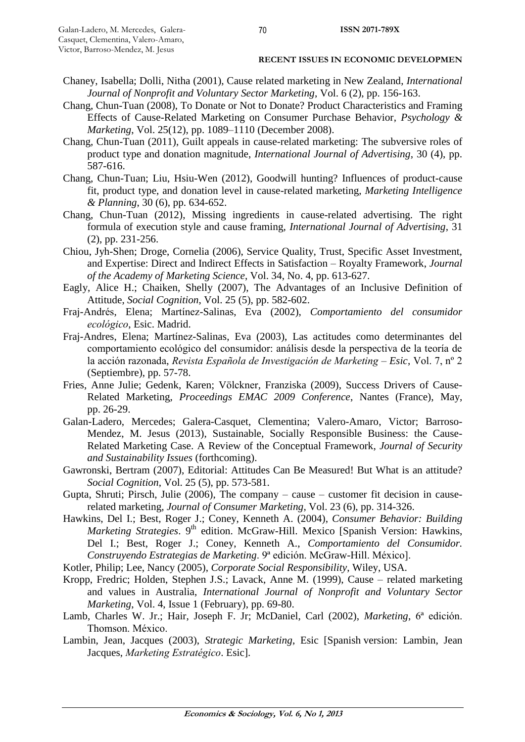Chaney, Isabella; Dolli, Nitha (2001), Cause related marketing in New Zealand, *International Journal of Nonprofit and Voluntary Sector Marketing*, Vol. 6 (2), pp. 156-163.

Chang, Chun-Tuan (2008), To Donate or Not to Donate? Product Characteristics and Framing Effects of Cause-Related Marketing on Consumer Purchase Behavior, *Psychology & Marketing*, Vol. 25(12), pp. 1089–1110 (December 2008).

Chang, Chun-Tuan (2011), Guilt appeals in cause-related marketing: The subversive roles of product type and donation magnitude, *International Journal of Advertising*, 30 (4), pp. 587-616.

Chang, Chun-Tuan; Liu, Hsiu-Wen (2012), Goodwill hunting? Influences of product-cause fit, product type, and donation level in cause-related marketing, *Marketing Intelligence & Planning*, 30 (6), pp. 634-652.

Chang, Chun-Tuan (2012), Missing ingredients in cause-related advertising. The right formula of execution style and cause framing, *International Journal of Advertising*, 31 (2), pp. 231-256.

Chiou, Jyh-Shen; Droge, Cornelia (2006), Service Quality, Trust, Specific Asset Investment, and Expertise: Direct and Indirect Effects in Satisfaction – Royalty Framework, *Journal of the Academy of Marketing Science*, Vol. 34, No. 4, pp. 613-627.

Eagly, Alice H.; Chaiken, Shelly (2007), The Advantages of an Inclusive Definition of Attitude, *Social Cognition*, Vol. 25 (5), pp. 582-602.

Fraj-Andrés, Elena; Martínez-Salinas, Eva (2002), *Comportamiento del consumidor ecológico*, Esic. Madrid.

Fraj-Andres, Elena; Martínez-Salinas, Eva (2003), Las actitudes como determinantes del comportamiento ecológico del consumidor: análisis desde la perspectiva de la teoría de la acción razonada, *Revista Española de Investigación de Marketing – Esic*, Vol. 7, nº 2 (Septiembre), pp. 57-78.

Fries, Anne Julie; Gedenk, Karen; Völckner, Franziska (2009), Success Drivers of Cause-Related Marketing, *Proceedings EMAC 2009 Conference*, Nantes (France), May, pp. 26-29.

Galan-Ladero, Mercedes; Galera-Casquet, Clementina; Valero-Amaro, Victor; Barroso-Mendez, M. Jesus (2013), Sustainable, Socially Responsible Business: the Cause-Related Marketing Case. A Review of the Conceptual Framework, *Journal of Security and Sustainability Issues* (forthcoming).

Gawronski, Bertram (2007), Editorial: Attitudes Can Be Measured! But What is an attitude? *Social Cognition*, Vol. 25 (5), pp. 573-581.

Gupta, Shruti; Pirsch, Julie (2006), The company – cause – customer fit decision in cause-related marketing, *Journal of Consumer Marketing*, Vol. 23 (6), pp. 314-326.

Hawkins, Del I.; Best, Roger J.; Coney, Kenneth A. (2004), *Consumer Behavior: Building Marketing Strategies*. 9th edition. McGraw-Hill. Mexico [Spanish Version: Hawkins, Del I.; Best, Roger J.; Coney, Kenneth A., *Comportamiento del Consumidor. Construyendo Estrategias de Marketing*. 9ª edición. McGraw-Hill. México].

Kotler, Philip; Lee, Nancy (2005), *Corporate Social Responsibility*, Wiley, USA.

Kropp, Fredric; Holden, Stephen J.S.; Lavack, Anne M. (1999), Cause – related marketing and values in Australia, *International Journal of Nonprofit and Voluntary Sector Marketing*, Vol. 4, Issue 1 (February), pp. 69-80.

Lamb, Charles W. Jr.; Hair, Joseph F. Jr; McDaniel, Carl (2002), *Marketing*, 6ª edición. Thomson. México.

Lambin, Jean, Jacques (2003), *Strategic Marketing*, Esic [Spanish version: Lambin, Jean Jacques, *Marketing Estratégico*. Esic].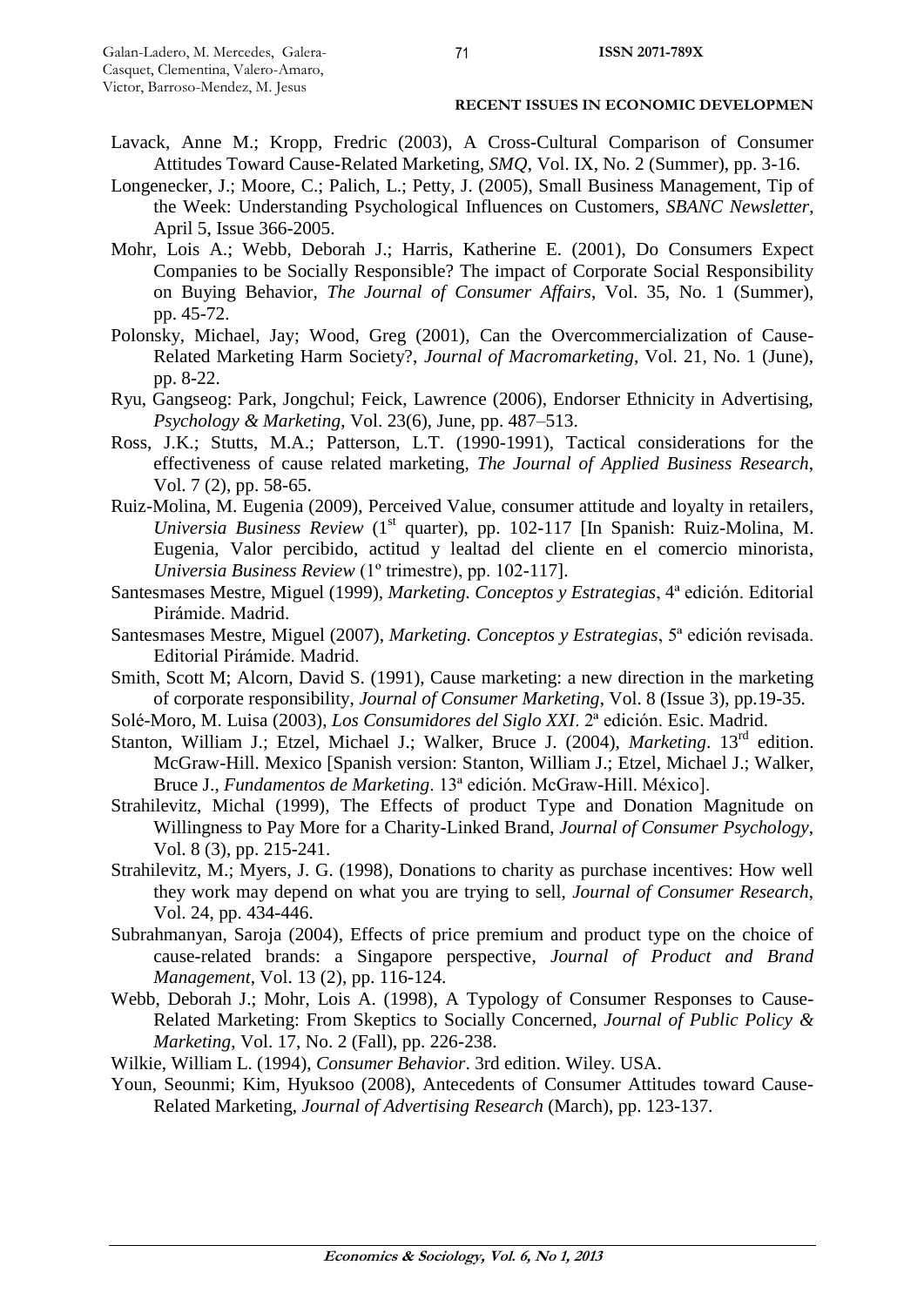Lavack, Anne M.; Kropp, Fredric (2003), A Cross-Cultural Comparison of Consumer Attitudes Toward Cause-Related Marketing, *SMQ*, Vol. IX, No. 2 (Summer), pp. 3-16.

Longenecker, J.; Moore, C.; Palich, L.; Petty, J. (2005), Small Business Management, Tip of the Week: Understanding Psychological Influences on Customers, *SBANC Newsletter*, April 5, Issue 366-2005.

Mohr, Lois A.; Webb, Deborah J.; Harris, Katherine E. (2001), Do Consumers Expect Companies to be Socially Responsible? The impact of Corporate Social Responsibility on Buying Behavior, *The Journal of Consumer Affairs*, Vol. 35, No. 1 (Summer), pp. 45-72.

Polonsky, Michael, Jay; Wood, Greg (2001), Can the Overcommercialization of Cause-Related Marketing Harm Society?, *Journal of Macromarketing*, Vol. 21, No. 1 (June), pp. 8-22.

Ryu, Gangseog: Park, Jongchul; Feick, Lawrence (2006), Endorser Ethnicity in Advertising, *Psychology & Marketing*, Vol. 23(6), June, pp. 487–513.

Ross, J.K.; Stutts, M.A.; Patterson, L.T. (1990-1991), Tactical considerations for the effectiveness of cause related marketing, *The Journal of Applied Business Research*, Vol. 7 (2), pp. 58-65.

Ruiz-Molina, M. Eugenia (2009), Perceived Value, consumer attitude and loyalty in retailers, *Universia Business Review* (1st quarter), pp. 102-117 [In Spanish: Ruiz-Molina, M. Eugenia, Valor percibido, actitud y lealtad del cliente en el comercio minorista, *Universia Business Review* (1º trimestre), pp. 102-117].

Santesmases Mestre, Miguel (1999), *Marketing. Conceptos y Estrategias*, 4ª edición. Editorial Pirámide. Madrid.

Santesmases Mestre, Miguel (2007), *Marketing. Conceptos y Estrategias*, 5ª edición revisada. Editorial Pirámide. Madrid.

Smith, Scott M; Alcorn, David S. (1991), Cause marketing: a new direction in the marketing of corporate responsibility, *Journal of Consumer Marketing*, Vol. 8 (Issue 3), pp.19-35.

Solé-Moro, M. Luisa (2003), *Los Consumidores del Siglo XXI*. 2ª edición. Esic. Madrid.

Stanton, William J.; Etzel, Michael J.; Walker, Bruce J. (2004), *Marketing*. 13rd edition. McGraw-Hill. Mexico [Spanish version: Stanton, William J.; Etzel, Michael J.; Walker, Bruce J., *Fundamentos de Marketing*. 13ª edición. McGraw-Hill. México].

Strahilevitz, Michal (1999), The Effects of product Type and Donation Magnitude on Willingness to Pay More for a Charity-Linked Brand, *Journal of Consumer Psychology*, Vol. 8 (3), pp. 215-241.

Strahilevitz, M.; Myers, J. G. (1998), Donations to charity as purchase incentives: How well they work may depend on what you are trying to sell, *Journal of Consumer Research*, Vol. 24, pp. 434-446.

Subrahmanyan, Saroja (2004), Effects of price premium and product type on the choice of cause-related brands: a Singapore perspective, *Journal of Product and Brand Management*, Vol. 13 (2), pp. 116-124.

Webb, Deborah J.; Mohr, Lois A. (1998), A Typology of Consumer Responses to Cause-Related Marketing: From Skeptics to Socially Concerned, *Journal of Public Policy & Marketing*, Vol. 17, No. 2 (Fall), pp. 226-238.

Wilkie, William L. (1994), *Consumer Behavior*. 3rd edition. Wiley. USA.

Youn, Seounmi; Kim, Hyuksoo (2008), Antecedents of Consumer Attitudes toward Cause-Related Marketing, *Journal of Advertising Research* (March), pp. 123-137.